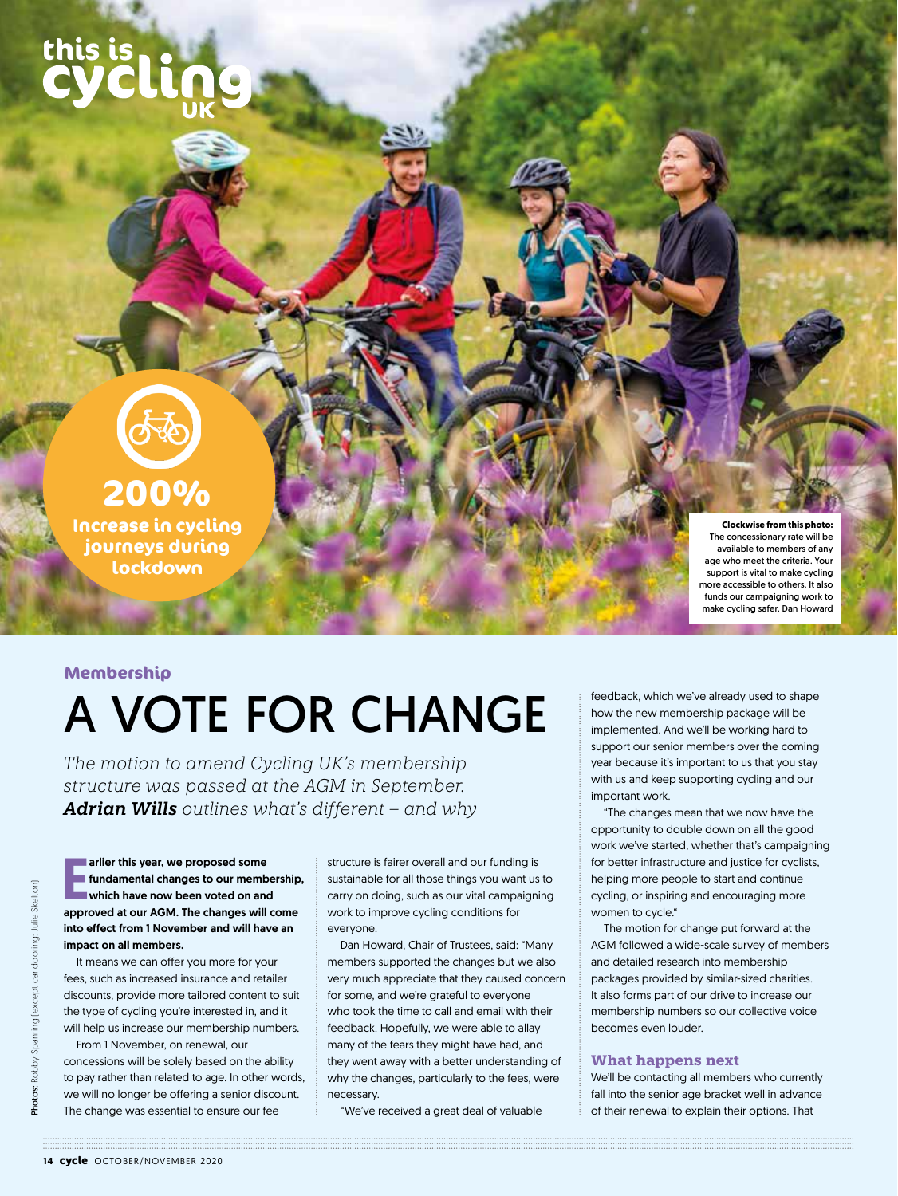this is cycling UK

200%
Increase in cycling journeys during lockdown

**Clockwise from this photo:** The concessionary rate will be available to members of any age who meet the criteria. Your support is vital to make cycling more accessible to others. It also funds our campaigning work to make cycling safer. Dan Howard

Photos: Robby Spanring (except car dooring: Julie Skelton)

Membership

# A VOTE FOR CHANGE

*The motion to amend Cycling UK's membership structure was passed at the AGM in September.* ***Adrian Wills*** *outlines what's different – and why*

**Earlier this year, we proposed some fundamental changes to our membership, which have now been voted on and approved at our AGM. The changes will come into effect from 1 November and will have an impact on all members.**

It means we can offer you more for your fees, such as increased insurance and retailer discounts, provide more tailored content to suit the type of cycling you're interested in, and it will help us increase our membership numbers.

From 1 November, on renewal, our concessions will be solely based on the ability to pay rather than related to age. In other words, we will no longer be offering a senior discount. The change was essential to ensure our fee structure is fairer overall and our funding is sustainable for all those things you want us to carry on doing, such as our vital campaigning work to improve cycling conditions for everyone.

Dan Howard, Chair of Trustees, said: "Many members supported the changes but we also very much appreciate that they caused concern for some, and we're grateful to everyone who took the time to call and email with their feedback. Hopefully, we were able to allay many of the fears they might have had, and they went away with a better understanding of why the changes, particularly to the fees, were necessary.

"We've received a great deal of valuable feedback, which we've already used to shape how the new membership package will be implemented. And we'll be working hard to support our senior members over the coming year because it's important to us that you stay with us and keep supporting cycling and our important work.

"The changes mean that we now have the opportunity to double down on all the good work we've started, whether that's campaigning for better infrastructure and justice for cyclists, helping more people to start and continue cycling, or inspiring and encouraging more women to cycle."

The motion for change put forward at the AGM followed a wide-scale survey of members and detailed research into membership packages provided by similar-sized charities. It also forms part of our drive to increase our membership numbers so our collective voice becomes even louder.

### What happens next

We'll be contacting all members who currently fall into the senior age bracket well in advance of their renewal to explain their options. That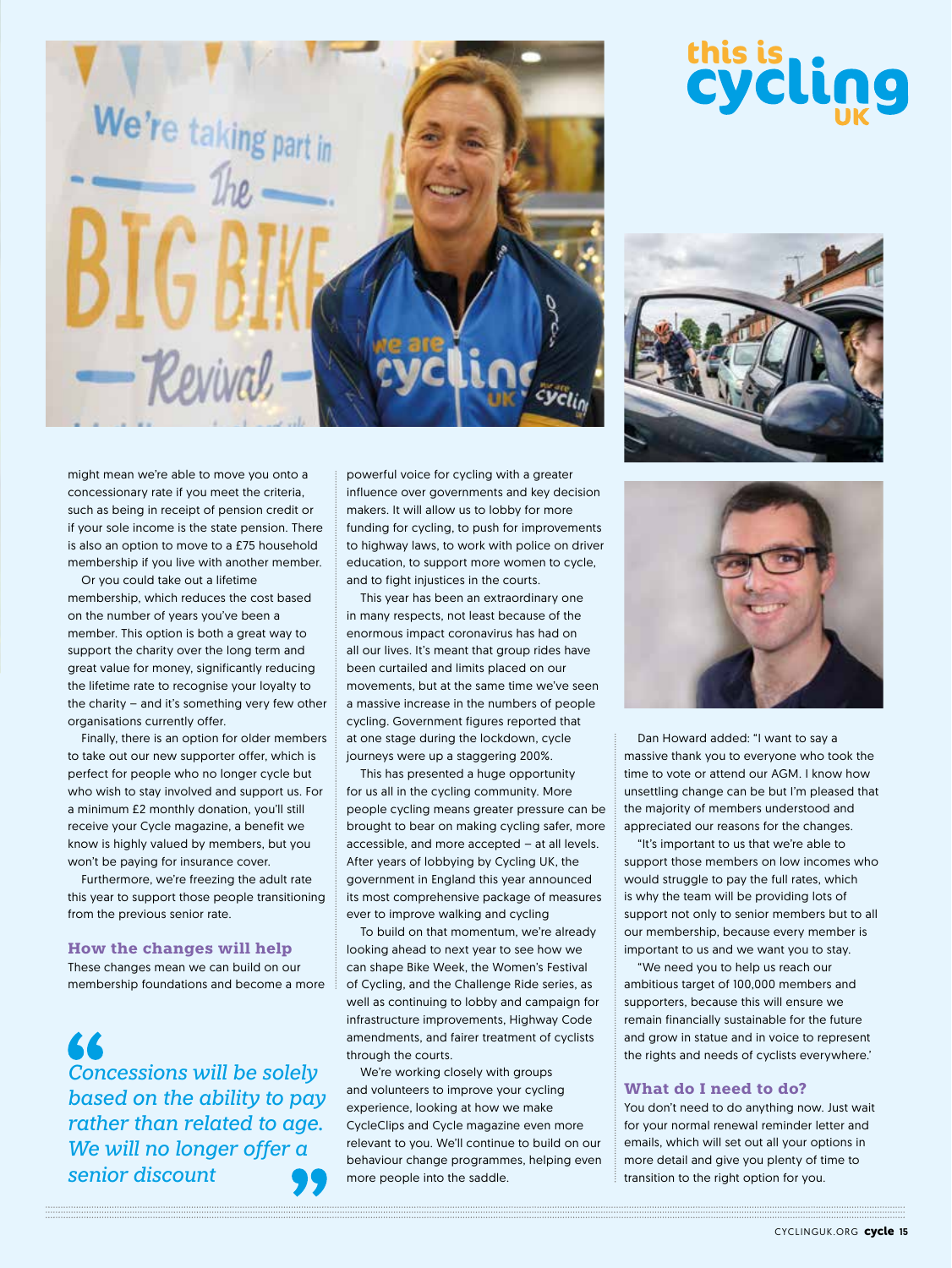might mean we're able to move you onto a concessionary rate if you meet the criteria, such as being in receipt of pension credit or if your sole income is the state pension. There is also an option to move to a £75 household membership if you live with another member.

Or you could take out a lifetime membership, which reduces the cost based on the number of years you've been a member. This option is both a great way to support the charity over the long term and great value for money, significantly reducing the lifetime rate to recognise your loyalty to the charity – and it's something very few other organisations currently offer.

Finally, there is an option for older members to take out our new supporter offer, which is perfect for people who no longer cycle but who wish to stay involved and support us. For a minimum £2 monthly donation, you'll still receive your Cycle magazine, a benefit we know is highly valued by members, but you won't be paying for insurance cover.

Furthermore, we're freezing the adult rate this year to support those people transitioning from the previous senior rate.

### How the changes will help

These changes mean we can build on our membership foundations and become a more powerful voice for cycling with a greater influence over governments and key decision makers. It will allow us to lobby for more funding for cycling, to push for improvements to highway laws, to work with police on driver education, to support more women to cycle, and to fight injustices in the courts.

This year has been an extraordinary one in many respects, not least because of the enormous impact coronavirus has had on all our lives. It's meant that group rides have been curtailed and limits placed on our movements, but at the same time we've seen a massive increase in the numbers of people cycling. Government figures reported that at one stage during the lockdown, cycle journeys were up a staggering 200%.

This has presented a huge opportunity for us all in the cycling community. More people cycling means greater pressure can be brought to bear on making cycling safer, more accessible, and more accepted – at all levels. After years of lobbying by Cycling UK, the government in England this year announced its most comprehensive package of measures ever to improve walking and cycling

To build on that momentum, we're already looking ahead to next year to see how we can shape Bike Week, the Women's Festival of Cycling, and the Challenge Ride series, as well as continuing to lobby and campaign for infrastructure improvements, Highway Code amendments, and fairer treatment of cyclists through the courts.

We're working closely with groups and volunteers to improve your cycling experience, looking at how we make CycleClips and Cycle magazine even more relevant to you. We'll continue to build on our behaviour change programmes, helping even more people into the saddle.

> *Concessions will be solely based on the ability to pay rather than related to age. We will no longer offer a senior discount*

Dan Howard added: "I want to say a massive thank you to everyone who took the time to vote or attend our AGM. I know how unsettling change can be but I'm pleased that the majority of members understood and appreciated our reasons for the changes.

"It's important to us that we're able to support those members on low incomes who would struggle to pay the full rates, which is why the team will be providing lots of support not only to senior members but to all our membership, because every member is important to us and we want you to stay.

"We need you to help us reach our ambitious target of 100,000 members and supporters, because this will ensure we remain financially sustainable for the future and grow in statue and in voice to represent the rights and needs of cyclists everywhere.'

### What do I need to do?

You don't need to do anything now. Just wait for your normal renewal reminder letter and emails, which will set out all your options in more detail and give you plenty of time to transition to the right option for you.